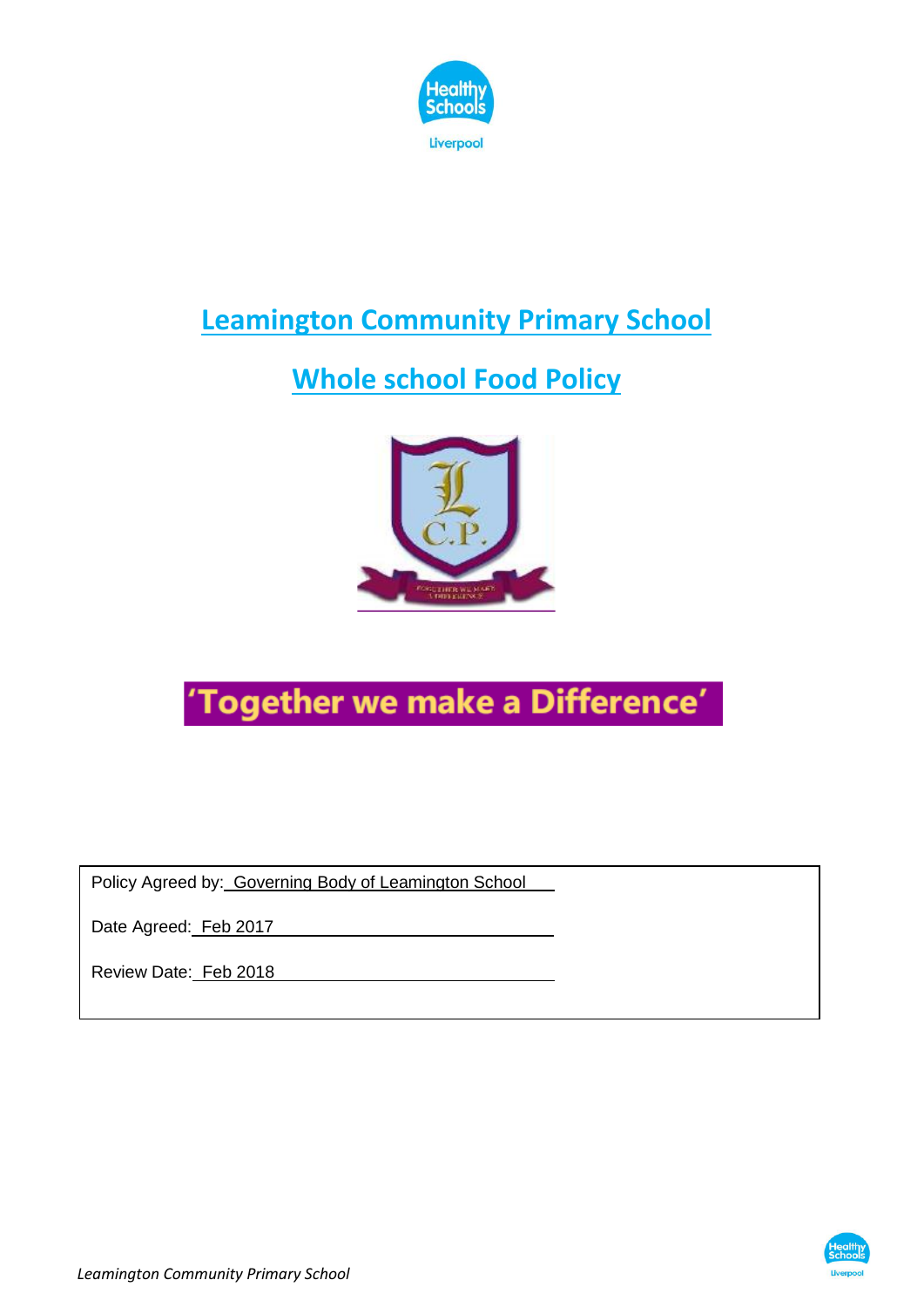# Leamington Community Primary School

## Whole school Food Policy

**'Together we make a Difference'**

| |
|---|
| Policy Agreed by: Governing Body of Leamington School |
| Date Agreed: Feb 2017 |
| Review Date: Feb 2018 |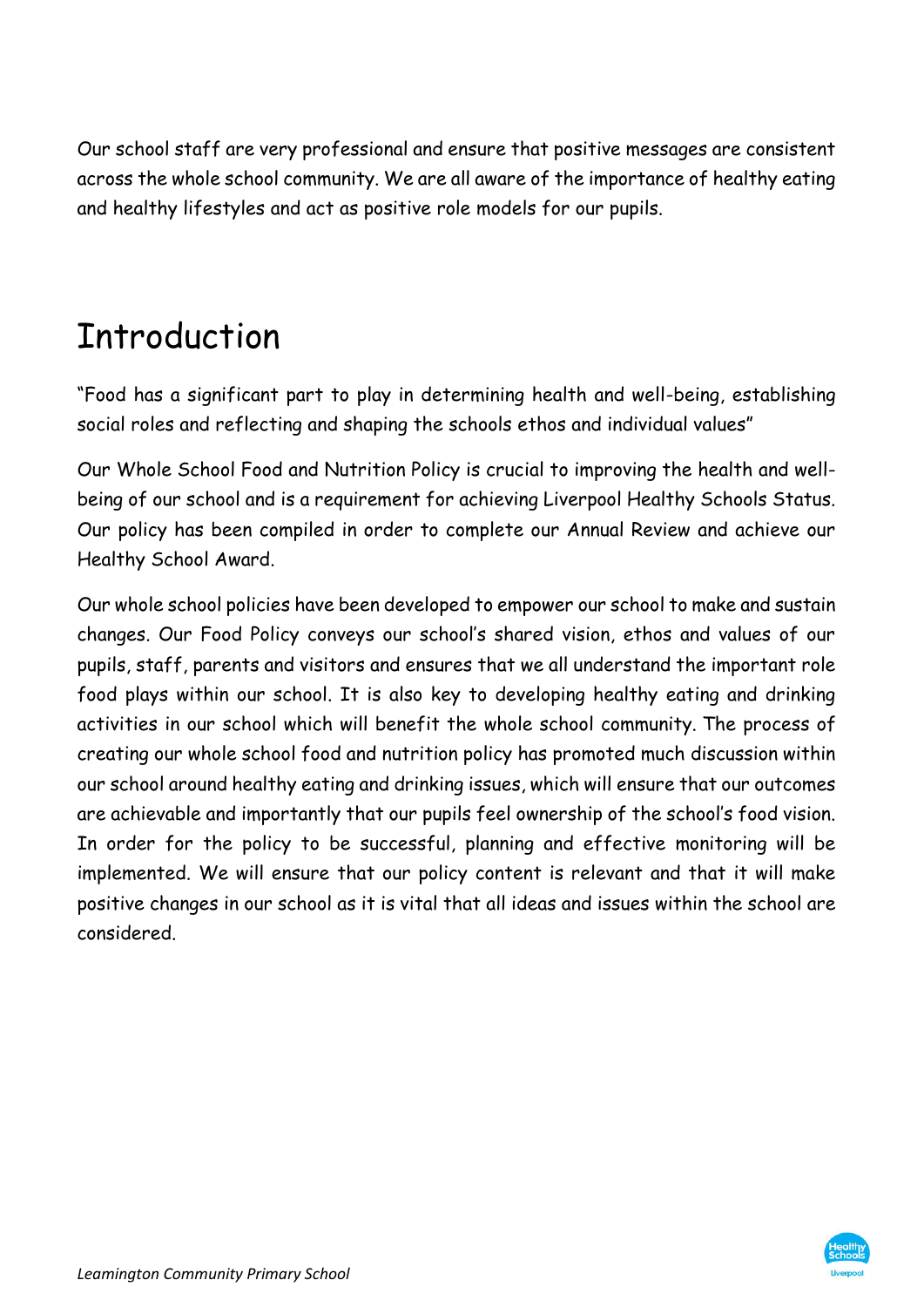Our school staff are very professional and ensure that positive messages are consistent across the whole school community. We are all aware of the importance of healthy eating and healthy lifestyles and act as positive role models for our pupils.

# Introduction

"Food has a significant part to play in determining health and well-being, establishing social roles and reflecting and shaping the schools ethos and individual values"

Our Whole School Food and Nutrition Policy is crucial to improving the health and well-being of our school and is a requirement for achieving Liverpool Healthy Schools Status. Our policy has been compiled in order to complete our Annual Review and achieve our Healthy School Award.

Our whole school policies have been developed to empower our school to make and sustain changes. Our Food Policy conveys our school's shared vision, ethos and values of our pupils, staff, parents and visitors and ensures that we all understand the important role food plays within our school. It is also key to developing healthy eating and drinking activities in our school which will benefit the whole school community. The process of creating our whole school food and nutrition policy has promoted much discussion within our school around healthy eating and drinking issues, which will ensure that our outcomes are achievable and importantly that our pupils feel ownership of the school's food vision. In order for the policy to be successful, planning and effective monitoring will be implemented. We will ensure that our policy content is relevant and that it will make positive changes in our school as it is vital that all ideas and issues within the school are considered.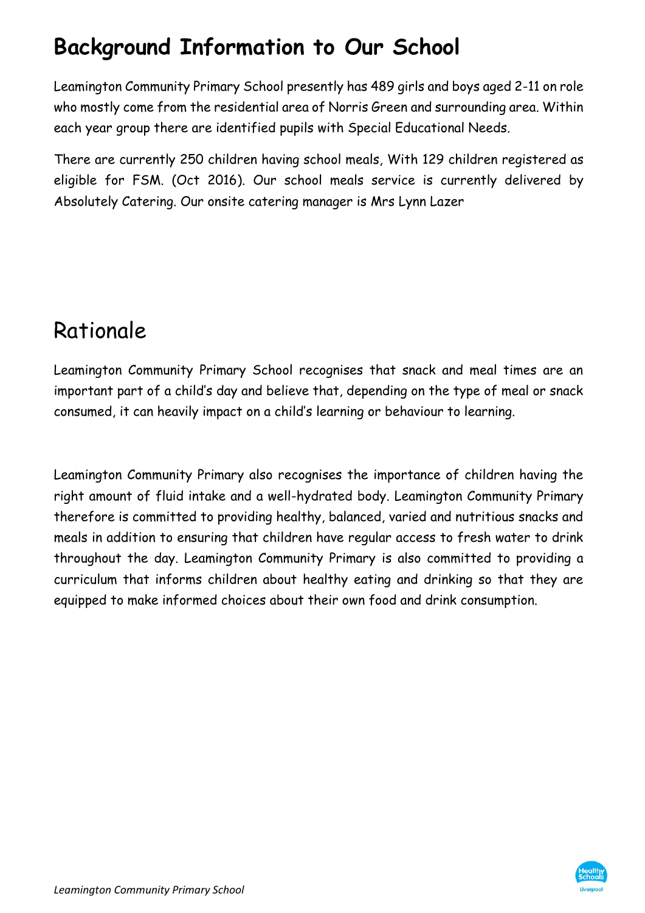# Background Information to Our School

Leamington Community Primary School presently has 489 girls and boys aged 2-11 on role who mostly come from the residential area of Norris Green and surrounding area. Within each year group there are identified pupils with Special Educational Needs.

There are currently 250 children having school meals, With 129 children registered as eligible for FSM. (Oct 2016). Our school meals service is currently delivered by Absolutely Catering. Our onsite catering manager is Mrs Lynn Lazer

# Rationale

Leamington Community Primary School recognises that snack and meal times are an important part of a child's day and believe that, depending on the type of meal or snack consumed, it can heavily impact on a child's learning or behaviour to learning.

Leamington Community Primary also recognises the importance of children having the right amount of fluid intake and a well-hydrated body. Leamington Community Primary therefore is committed to providing healthy, balanced, varied and nutritious snacks and meals in addition to ensuring that children have regular access to fresh water to drink throughout the day. Leamington Community Primary is also committed to providing a curriculum that informs children about healthy eating and drinking so that they are equipped to make informed choices about their own food and drink consumption.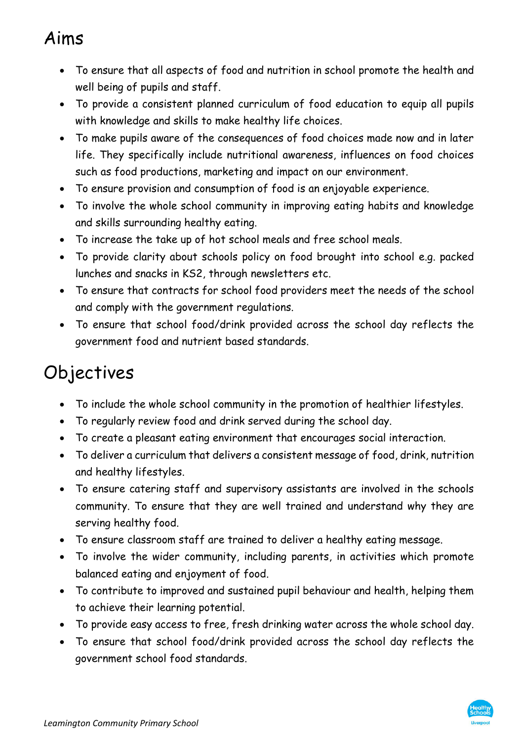## Aims

- To ensure that all aspects of food and nutrition in school promote the health and well being of pupils and staff.
- To provide a consistent planned curriculum of food education to equip all pupils with knowledge and skills to make healthy life choices.
- To make pupils aware of the consequences of food choices made now and in later life. They specifically include nutritional awareness, influences on food choices such as food productions, marketing and impact on our environment.
- To ensure provision and consumption of food is an enjoyable experience.
- To involve the whole school community in improving eating habits and knowledge and skills surrounding healthy eating.
- To increase the take up of hot school meals and free school meals.
- To provide clarity about schools policy on food brought into school e.g. packed lunches and snacks in KS2, through newsletters etc.
- To ensure that contracts for school food providers meet the needs of the school and comply with the government regulations.
- To ensure that school food/drink provided across the school day reflects the government food and nutrient based standards.

## Objectives

- To include the whole school community in the promotion of healthier lifestyles.
- To regularly review food and drink served during the school day.
- To create a pleasant eating environment that encourages social interaction.
- To deliver a curriculum that delivers a consistent message of food, drink, nutrition and healthy lifestyles.
- To ensure catering staff and supervisory assistants are involved in the schools community. To ensure that they are well trained and understand why they are serving healthy food.
- To ensure classroom staff are trained to deliver a healthy eating message.
- To involve the wider community, including parents, in activities which promote balanced eating and enjoyment of food.
- To contribute to improved and sustained pupil behaviour and health, helping them to achieve their learning potential.
- To provide easy access to free, fresh drinking water across the whole school day.
- To ensure that school food/drink provided across the school day reflects the government school food standards.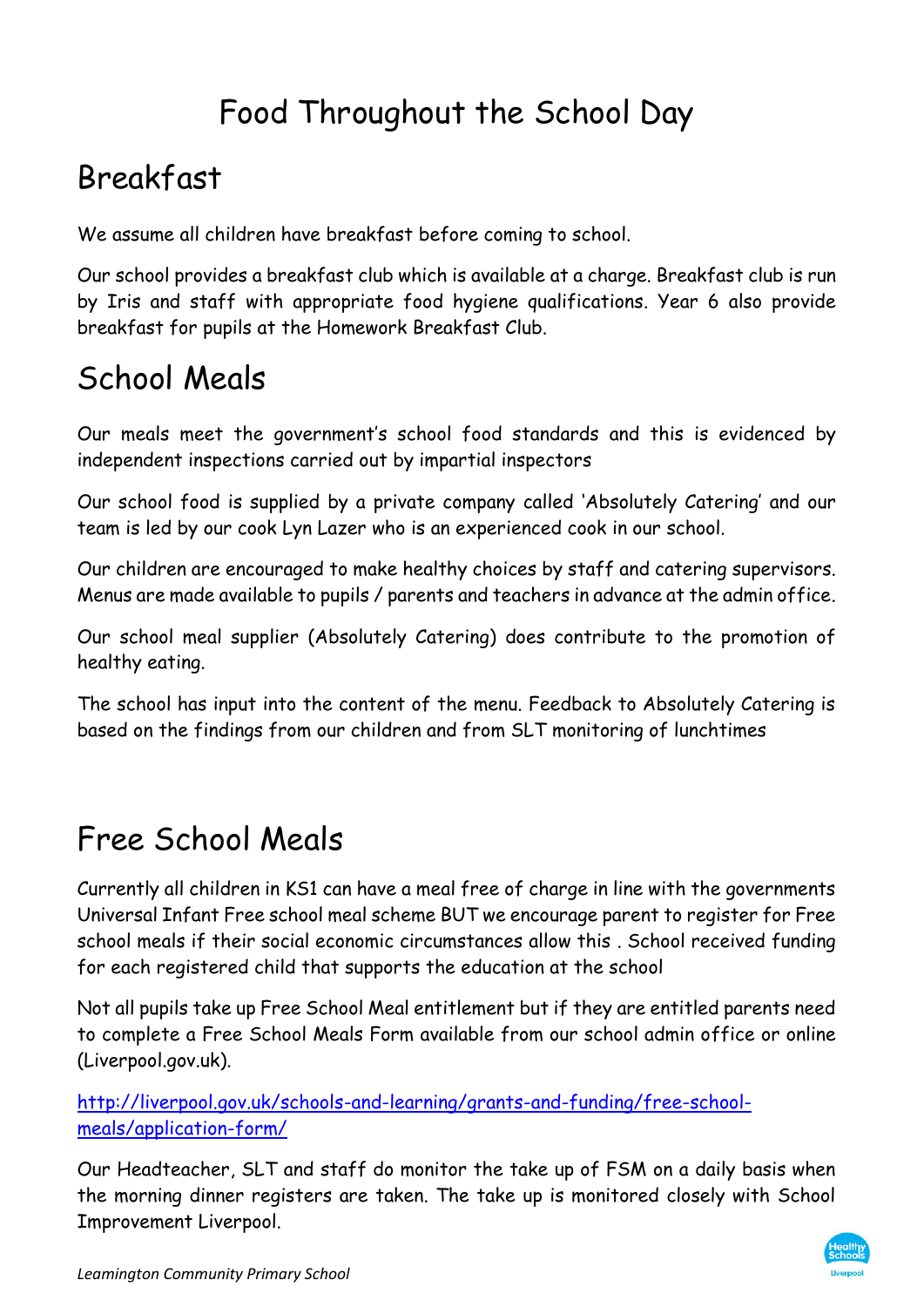# Food Throughout the School Day

## Breakfast

We assume all children have breakfast before coming to school.

Our school provides a breakfast club which is available at a charge. Breakfast club is run by Iris and staff with appropriate food hygiene qualifications. Year 6 also provide breakfast for pupils at the Homework Breakfast Club.

## School Meals

Our meals meet the government's school food standards and this is evidenced by independent inspections carried out by impartial inspectors

Our school food is supplied by a private company called 'Absolutely Catering' and our team is led by our cook Lyn Lazer who is an experienced cook in our school.

Our children are encouraged to make healthy choices by staff and catering supervisors. Menus are made available to pupils / parents and teachers in advance at the admin office.

Our school meal supplier (Absolutely Catering) does contribute to the promotion of healthy eating.

The school has input into the content of the menu. Feedback to Absolutely Catering is based on the findings from our children and from SLT monitoring of lunchtimes

## Free School Meals

Currently all children in KS1 can have a meal free of charge in line with the governments Universal Infant Free school meal scheme BUT we encourage parent to register for Free school meals if their social economic circumstances allow this . School received funding for each registered child that supports the education at the school

Not all pupils take up Free School Meal entitlement but if they are entitled parents need to complete a Free School Meals Form available from our school admin office or online (Liverpool.gov.uk).

http://liverpool.gov.uk/schools-and-learning/grants-and-funding/free-school-meals/application-form/

Our Headteacher, SLT and staff do monitor the take up of FSM on a daily basis when the morning dinner registers are taken. The take up is monitored closely with School Improvement Liverpool.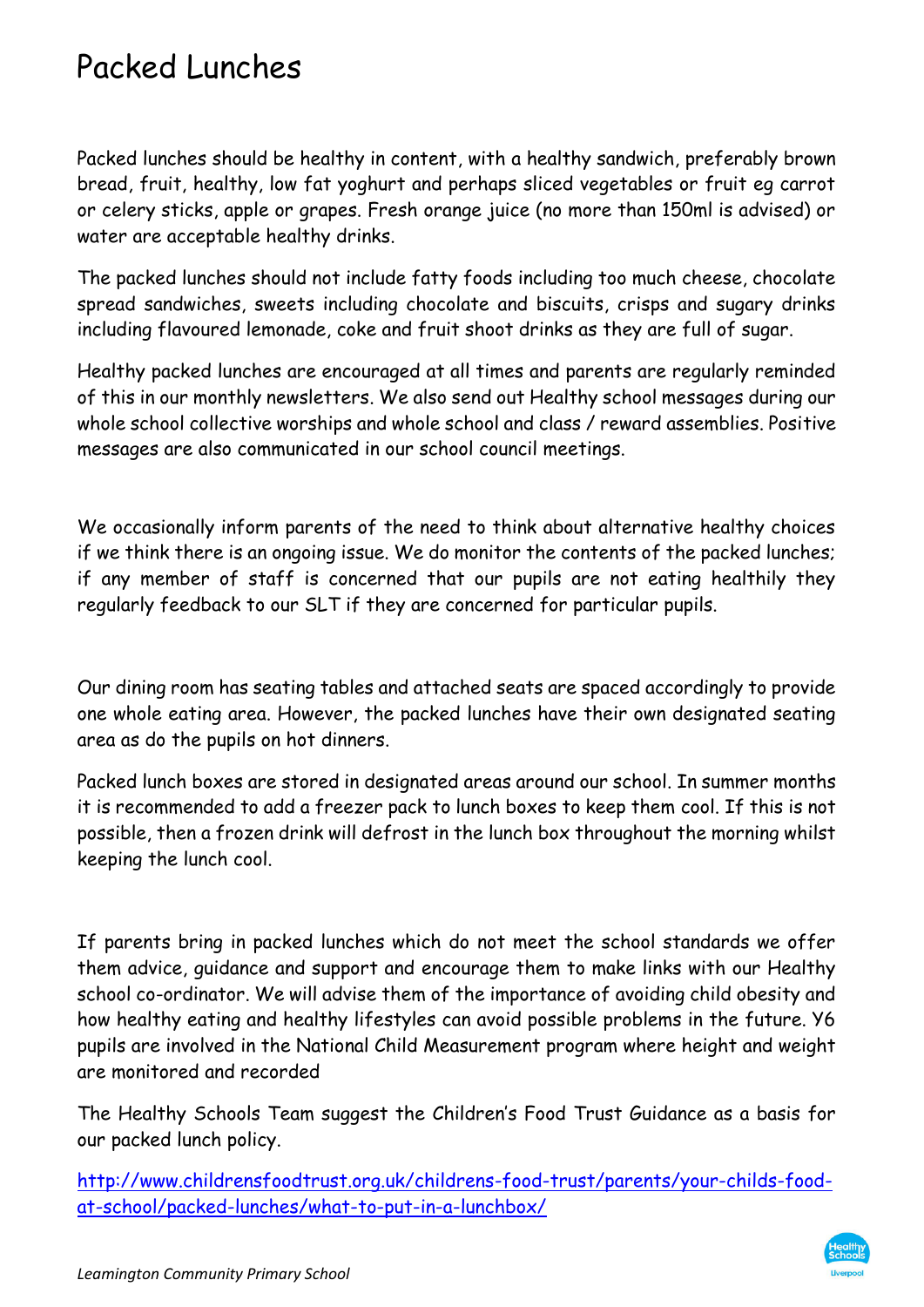# Packed Lunches

Packed lunches should be healthy in content, with a healthy sandwich, preferably brown bread, fruit, healthy, low fat yoghurt and perhaps sliced vegetables or fruit eg carrot or celery sticks, apple or grapes. Fresh orange juice (no more than 150ml is advised) or water are acceptable healthy drinks.

The packed lunches should not include fatty foods including too much cheese, chocolate spread sandwiches, sweets including chocolate and biscuits, crisps and sugary drinks including flavoured lemonade, coke and fruit shoot drinks as they are full of sugar.

Healthy packed lunches are encouraged at all times and parents are regularly reminded of this in our monthly newsletters. We also send out Healthy school messages during our whole school collective worships and whole school and class / reward assemblies. Positive messages are also communicated in our school council meetings.

We occasionally inform parents of the need to think about alternative healthy choices if we think there is an ongoing issue. We do monitor the contents of the packed lunches; if any member of staff is concerned that our pupils are not eating healthily they regularly feedback to our SLT if they are concerned for particular pupils.

Our dining room has seating tables and attached seats are spaced accordingly to provide one whole eating area. However, the packed lunches have their own designated seating area as do the pupils on hot dinners.

Packed lunch boxes are stored in designated areas around our school. In summer months it is recommended to add a freezer pack to lunch boxes to keep them cool. If this is not possible, then a frozen drink will defrost in the lunch box throughout the morning whilst keeping the lunch cool.

If parents bring in packed lunches which do not meet the school standards we offer them advice, guidance and support and encourage them to make links with our Healthy school co-ordinator. We will advise them of the importance of avoiding child obesity and how healthy eating and healthy lifestyles can avoid possible problems in the future. Y6 pupils are involved in the National Child Measurement program where height and weight are monitored and recorded

The Healthy Schools Team suggest the Children's Food Trust Guidance as a basis for our packed lunch policy.

http://www.childrensfoodtrust.org.uk/childrens-food-trust/parents/your-childs-food-at-school/packed-lunches/what-to-put-in-a-lunchbox/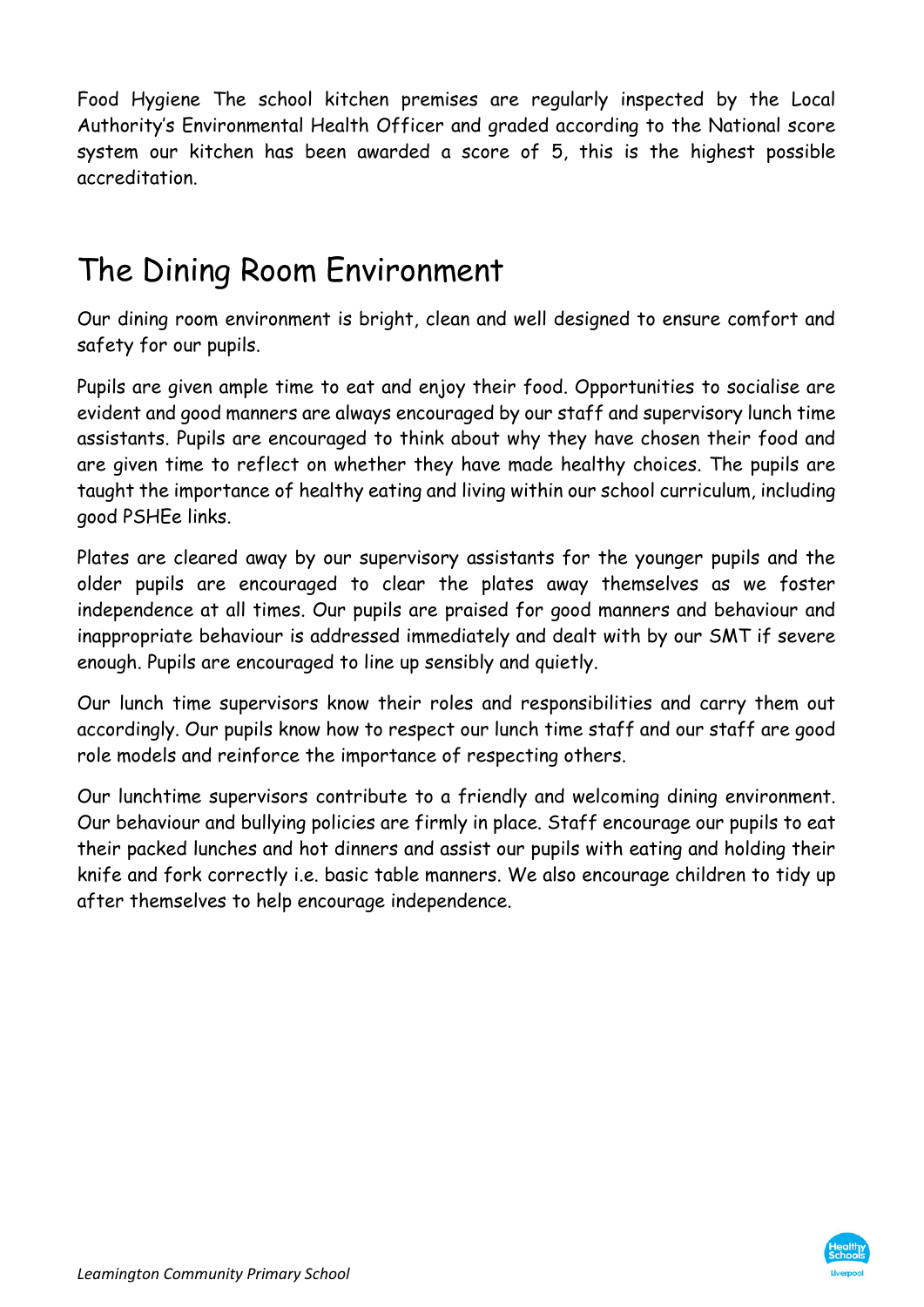Food Hygiene The school kitchen premises are regularly inspected by the Local Authority's Environmental Health Officer and graded according to the National score system our kitchen has been awarded a score of 5, this is the highest possible accreditation.

## The Dining Room Environment

Our dining room environment is bright, clean and well designed to ensure comfort and safety for our pupils.

Pupils are given ample time to eat and enjoy their food. Opportunities to socialise are evident and good manners are always encouraged by our staff and supervisory lunch time assistants. Pupils are encouraged to think about why they have chosen their food and are given time to reflect on whether they have made healthy choices. The pupils are taught the importance of healthy eating and living within our school curriculum, including good PSHEe links.

Plates are cleared away by our supervisory assistants for the younger pupils and the older pupils are encouraged to clear the plates away themselves as we foster independence at all times. Our pupils are praised for good manners and behaviour and inappropriate behaviour is addressed immediately and dealt with by our SMT if severe enough. Pupils are encouraged to line up sensibly and quietly.

Our lunch time supervisors know their roles and responsibilities and carry them out accordingly. Our pupils know how to respect our lunch time staff and our staff are good role models and reinforce the importance of respecting others.

Our lunchtime supervisors contribute to a friendly and welcoming dining environment. Our behaviour and bullying policies are firmly in place. Staff encourage our pupils to eat their packed lunches and hot dinners and assist our pupils with eating and holding their knife and fork correctly i.e. basic table manners. We also encourage children to tidy up after themselves to help encourage independence.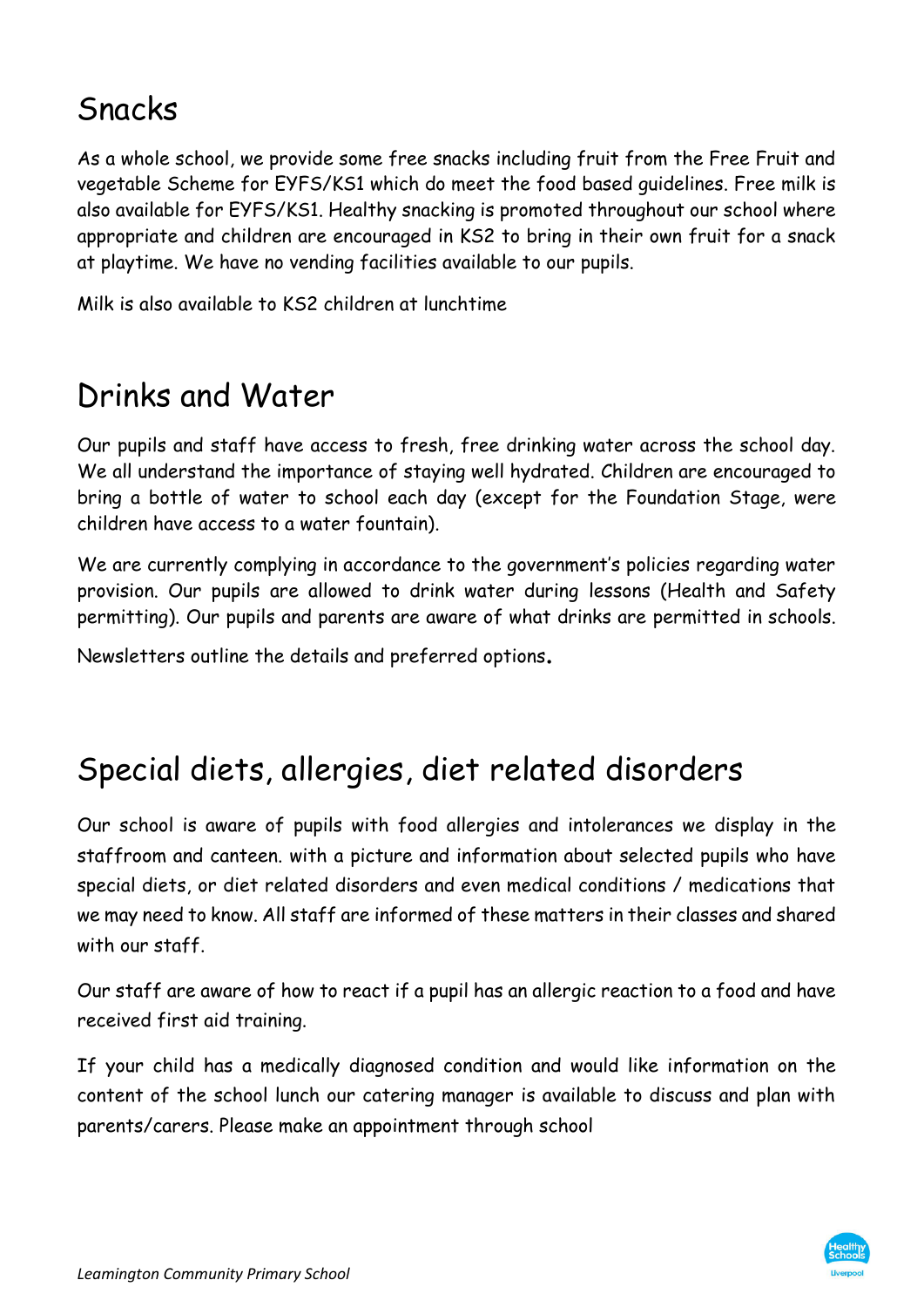## Snacks

As a whole school, we provide some free snacks including fruit from the Free Fruit and vegetable Scheme for EYFS/KS1 which do meet the food based guidelines. Free milk is also available for EYFS/KS1. Healthy snacking is promoted throughout our school where appropriate and children are encouraged in KS2 to bring in their own fruit for a snack at playtime. We have no vending facilities available to our pupils.

Milk is also available to KS2 children at lunchtime

## Drinks and Water

Our pupils and staff have access to fresh, free drinking water across the school day. We all understand the importance of staying well hydrated. Children are encouraged to bring a bottle of water to school each day (except for the Foundation Stage, were children have access to a water fountain).

We are currently complying in accordance to the government's policies regarding water provision. Our pupils are allowed to drink water during lessons (Health and Safety permitting). Our pupils and parents are aware of what drinks are permitted in schools.

Newsletters outline the details and preferred options**.**

## Special diets, allergies, diet related disorders

Our school is aware of pupils with food allergies and intolerances we display in the staffroom and canteen. with a picture and information about selected pupils who have special diets, or diet related disorders and even medical conditions / medications that we may need to know. All staff are informed of these matters in their classes and shared with our staff.

Our staff are aware of how to react if a pupil has an allergic reaction to a food and have received first aid training.

If your child has a medically diagnosed condition and would like information on the content of the school lunch our catering manager is available to discuss and plan with parents/carers. Please make an appointment through school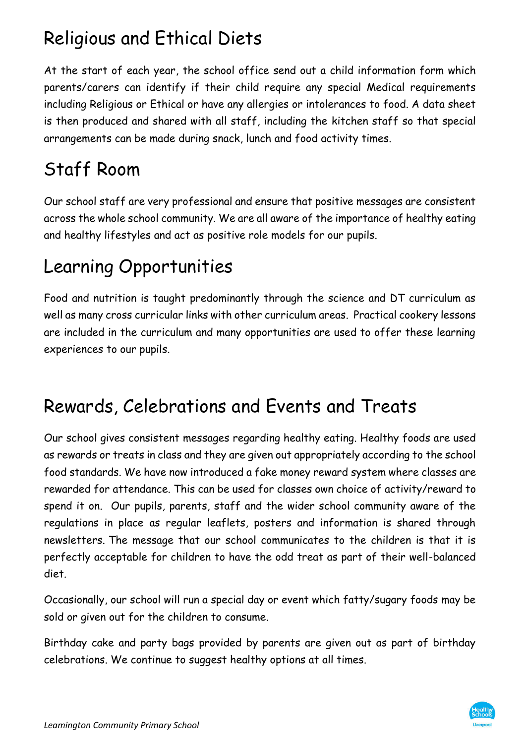## Religious and Ethical Diets

At the start of each year, the school office send out a child information form which parents/carers can identify if their child require any special Medical requirements including Religious or Ethical or have any allergies or intolerances to food. A data sheet is then produced and shared with all staff, including the kitchen staff so that special arrangements can be made during snack, lunch and food activity times.

## Staff Room

Our school staff are very professional and ensure that positive messages are consistent across the whole school community. We are all aware of the importance of healthy eating and healthy lifestyles and act as positive role models for our pupils.

## Learning Opportunities

Food and nutrition is taught predominantly through the science and DT curriculum as well as many cross curricular links with other curriculum areas. Practical cookery lessons are included in the curriculum and many opportunities are used to offer these learning experiences to our pupils.

## Rewards, Celebrations and Events and Treats

Our school gives consistent messages regarding healthy eating. Healthy foods are used as rewards or treats in class and they are given out appropriately according to the school food standards. We have now introduced a fake money reward system where classes are rewarded for attendance. This can be used for classes own choice of activity/reward to spend it on. Our pupils, parents, staff and the wider school community aware of the regulations in place as regular leaflets, posters and information is shared through newsletters. The message that our school communicates to the children is that it is perfectly acceptable for children to have the odd treat as part of their well-balanced diet.

Occasionally, our school will run a special day or event which fatty/sugary foods may be sold or given out for the children to consume.

Birthday cake and party bags provided by parents are given out as part of birthday celebrations. We continue to suggest healthy options at all times.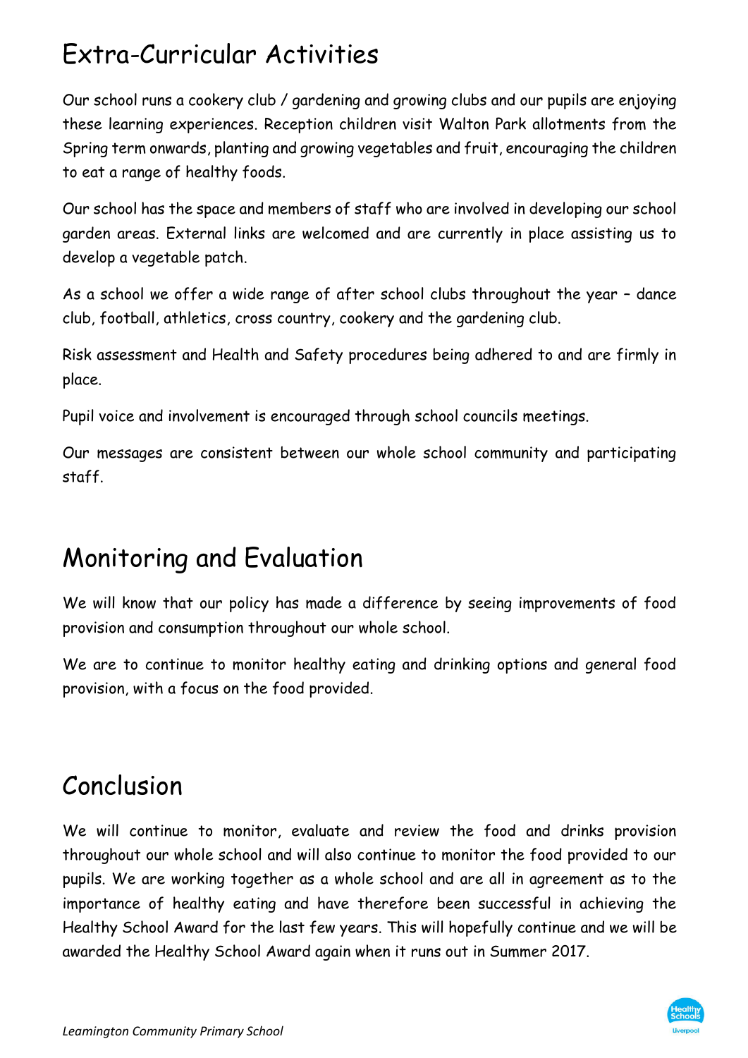# Extra-Curricular Activities

Our school runs a cookery club / gardening and growing clubs and our pupils are enjoying these learning experiences. Reception children visit Walton Park allotments from the Spring term onwards, planting and growing vegetables and fruit, encouraging the children to eat a range of healthy foods.

Our school has the space and members of staff who are involved in developing our school garden areas. External links are welcomed and are currently in place assisting us to develop a vegetable patch.

As a school we offer a wide range of after school clubs throughout the year – dance club, football, athletics, cross country, cookery and the gardening club.

Risk assessment and Health and Safety procedures being adhered to and are firmly in place.

Pupil voice and involvement is encouraged through school councils meetings.

Our messages are consistent between our whole school community and participating staff.

# Monitoring and Evaluation

We will know that our policy has made a difference by seeing improvements of food provision and consumption throughout our whole school.

We are to continue to monitor healthy eating and drinking options and general food provision, with a focus on the food provided.

# Conclusion

We will continue to monitor, evaluate and review the food and drinks provision throughout our whole school and will also continue to monitor the food provided to our pupils. We are working together as a whole school and are all in agreement as to the importance of healthy eating and have therefore been successful in achieving the Healthy School Award for the last few years. This will hopefully continue and we will be awarded the Healthy School Award again when it runs out in Summer 2017.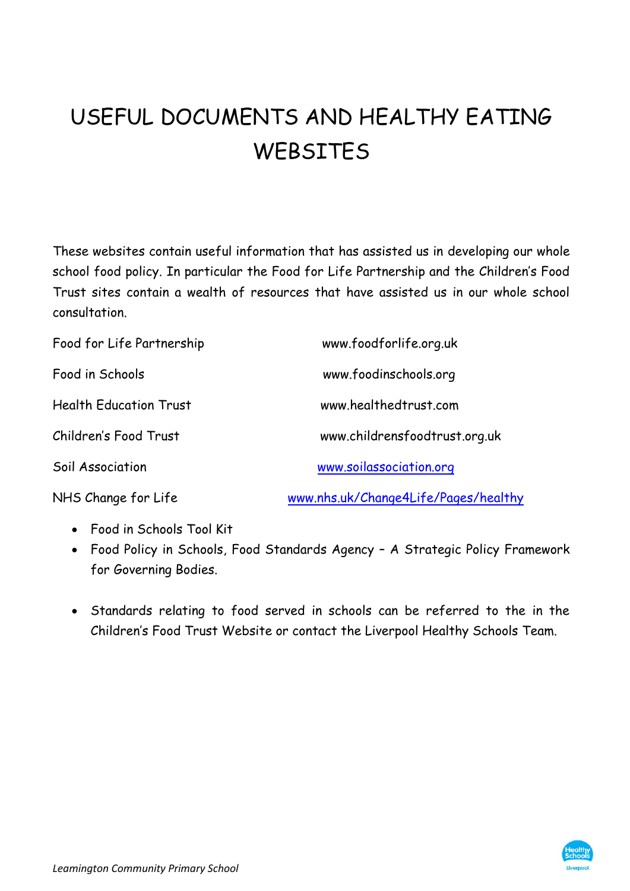# USEFUL DOCUMENTS AND HEALTHY EATING WEBSITES

These websites contain useful information that has assisted us in developing our whole school food policy. In particular the Food for Life Partnership and the Children's Food Trust sites contain a wealth of resources that have assisted us in our whole school consultation.

| | |
|---|---|
| Food for Life Partnership | www.foodforlife.org.uk |
| Food in Schools | www.foodinschools.org |
| Health Education Trust | www.healthedtrust.com |
| Children's Food Trust | www.childrensfoodtrust.org.uk |
| Soil Association | www.soilassociation.org |
| NHS Change for Life | www.nhs.uk/Change4Life/Pages/healthy |

- Food in Schools Tool Kit
- Food Policy in Schools, Food Standards Agency – A Strategic Policy Framework for Governing Bodies.

- Standards relating to food served in schools can be referred to the in the Children's Food Trust Website or contact the Liverpool Healthy Schools Team.